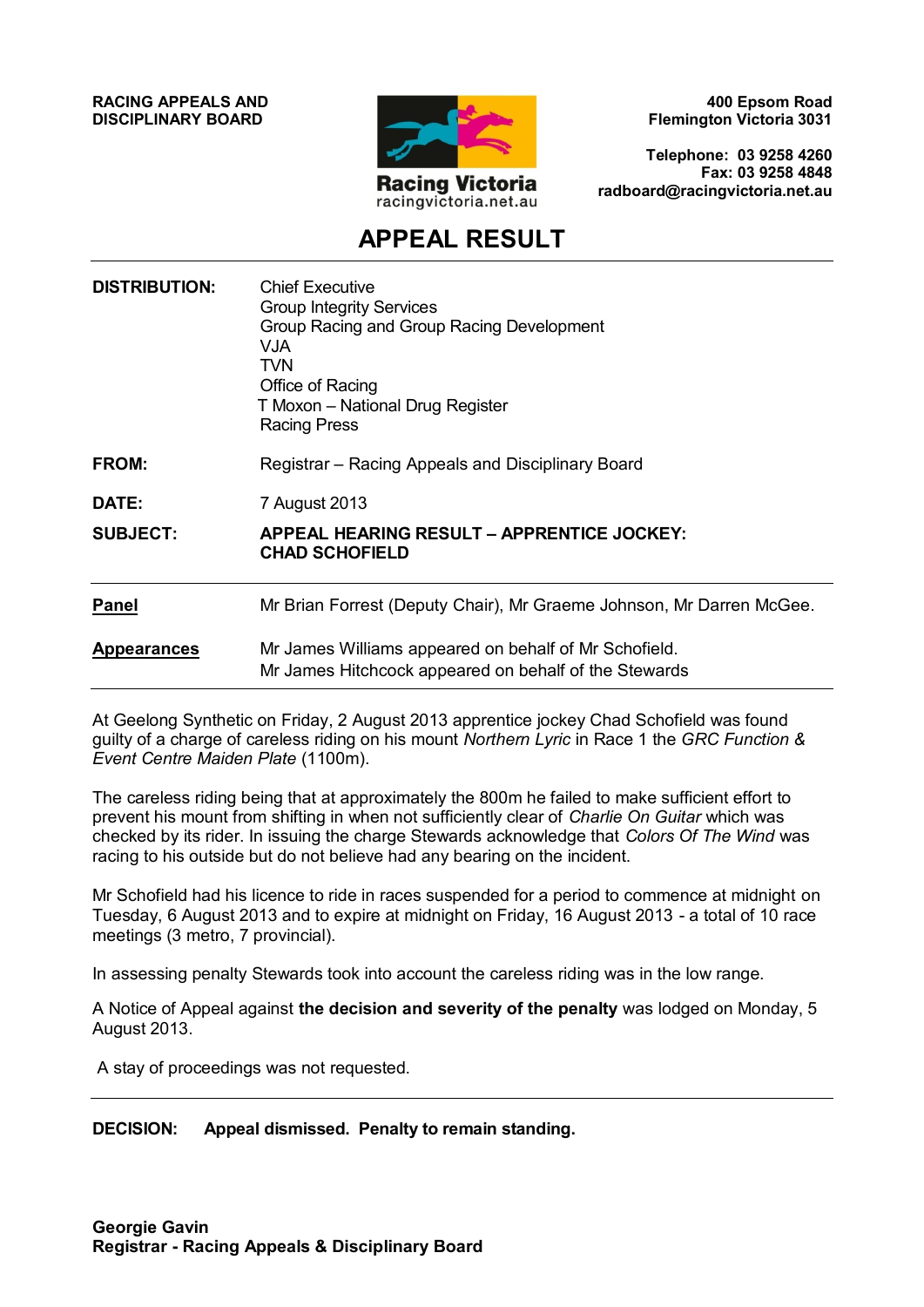**RACING APPEALS AND DISCIPLINARY BOARD**

Racing Victoria
racingvictoria.net.au

**400 Epsom Road**
**Flemington Victoria 3031**

**Telephone: 03 9258 4260**
**Fax: 03 9258 4848**
**radboard@racingvictoria.net.au**

# APPEAL RESULT

**DISTRIBUTION:** Chief Executive
Group Integrity Services
Group Racing and Group Racing Development
VJA
TVN
Office of Racing
T Moxon – National Drug Register
Racing Press

**FROM:** Registrar – Racing Appeals and Disciplinary Board

**DATE:** 7 August 2013

**SUBJECT:** **APPEAL HEARING RESULT – APPRENTICE JOCKEY: CHAD SCHOFIELD**

---

**Panel** Mr Brian Forrest (Deputy Chair), Mr Graeme Johnson, Mr Darren McGee.

**Appearances** Mr James Williams appeared on behalf of Mr Schofield.
Mr James Hitchcock appeared on behalf of the Stewards

---

At Geelong Synthetic on Friday, 2 August 2013 apprentice jockey Chad Schofield was found guilty of a charge of careless riding on his mount *Northern Lyric* in Race 1 the *GRC Function & Event Centre Maiden Plate* (1100m).

The careless riding being that at approximately the 800m he failed to make sufficient effort to prevent his mount from shifting in when not sufficiently clear of *Charlie On Guitar* which was checked by its rider. In issuing the charge Stewards acknowledge that *Colors Of The Wind* was racing to his outside but do not believe had any bearing on the incident.

Mr Schofield had his licence to ride in races suspended for a period to commence at midnight on Tuesday, 6 August 2013 and to expire at midnight on Friday, 16 August 2013 - a total of 10 race meetings (3 metro, 7 provincial).

In assessing penalty Stewards took into account the careless riding was in the low range.

A Notice of Appeal against **the decision and severity of the penalty** was lodged on Monday, 5 August 2013.

A stay of proceedings was not requested.

---

**DECISION:** **Appeal dismissed. Penalty to remain standing.**

**Georgie Gavin**
**Registrar - Racing Appeals & Disciplinary Board**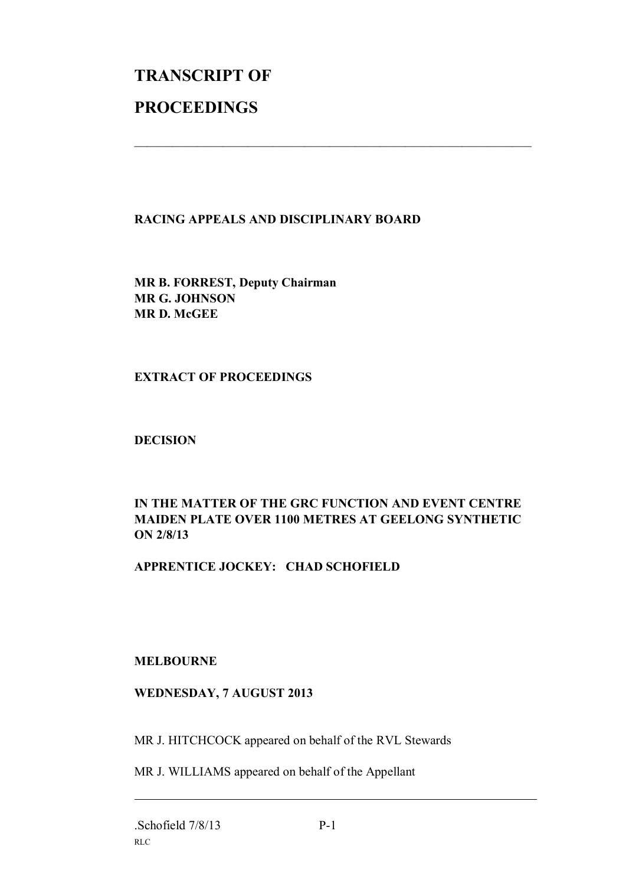# TRANSCRIPT OF

# PROCEEDINGS

---

**RACING APPEALS AND DISCIPLINARY BOARD**

**MR B. FORREST, Deputy Chairman**
**MR G. JOHNSON**
**MR D. McGEE**

**EXTRACT OF PROCEEDINGS**

**DECISION**

**IN THE MATTER OF THE GRC FUNCTION AND EVENT CENTRE MAIDEN PLATE OVER 1100 METRES AT GEELONG SYNTHETIC ON 2/8/13**

**APPRENTICE JOCKEY: CHAD SCHOFIELD**

**MELBOURNE**

**WEDNESDAY, 7 AUGUST 2013**

MR J. HITCHCOCK appeared on behalf of the RVL Stewards

MR J. WILLIAMS appeared on behalf of the Appellant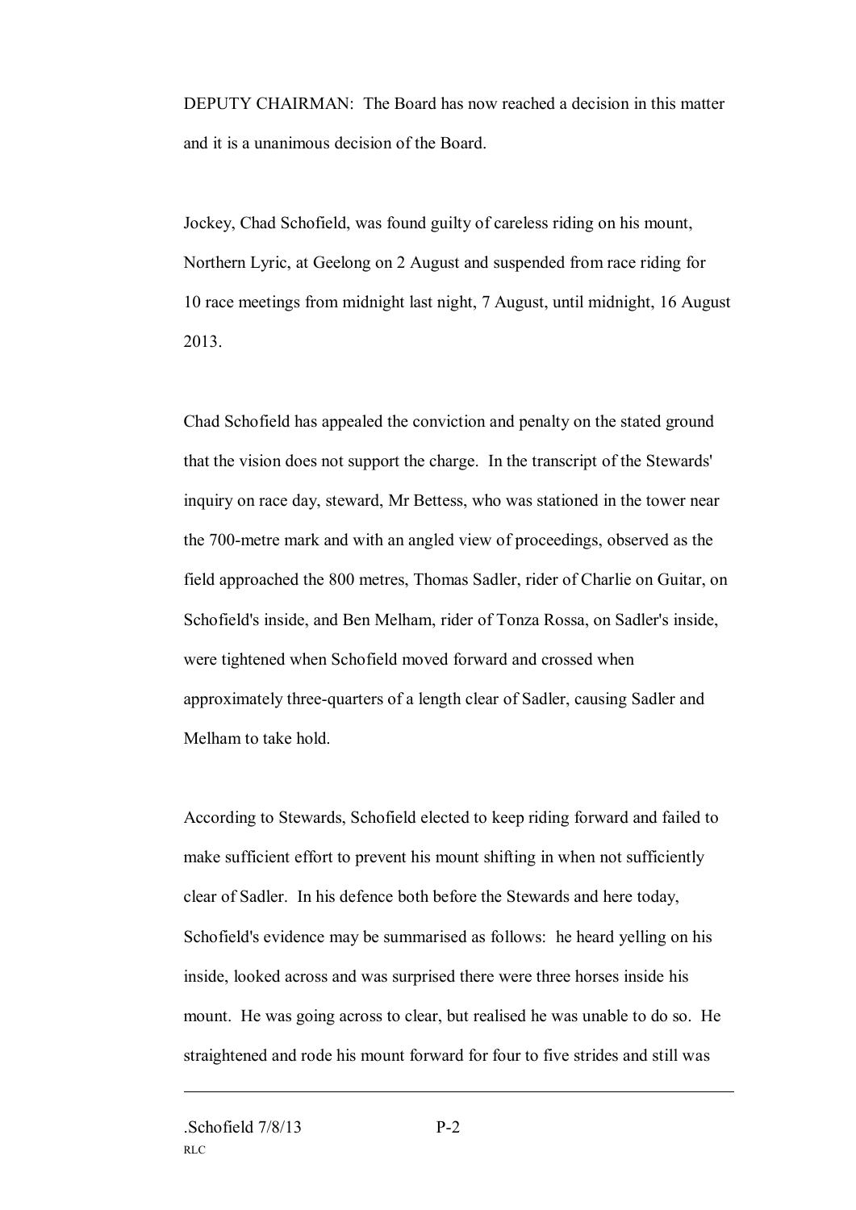DEPUTY CHAIRMAN: The Board has now reached a decision in this matter and it is a unanimous decision of the Board.

Jockey, Chad Schofield, was found guilty of careless riding on his mount, Northern Lyric, at Geelong on 2 August and suspended from race riding for 10 race meetings from midnight last night, 7 August, until midnight, 16 August 2013.

Chad Schofield has appealed the conviction and penalty on the stated ground that the vision does not support the charge. In the transcript of the Stewards' inquiry on race day, steward, Mr Bettess, who was stationed in the tower near the 700-metre mark and with an angled view of proceedings, observed as the field approached the 800 metres, Thomas Sadler, rider of Charlie on Guitar, on Schofield's inside, and Ben Melham, rider of Tonza Rossa, on Sadler's inside, were tightened when Schofield moved forward and crossed when approximately three-quarters of a length clear of Sadler, causing Sadler and Melham to take hold.

According to Stewards, Schofield elected to keep riding forward and failed to make sufficient effort to prevent his mount shifting in when not sufficiently clear of Sadler. In his defence both before the Stewards and here today, Schofield's evidence may be summarised as follows: he heard yelling on his inside, looked across and was surprised there were three horses inside his mount. He was going across to clear, but realised he was unable to do so. He straightened and rode his mount forward for four to five strides and still was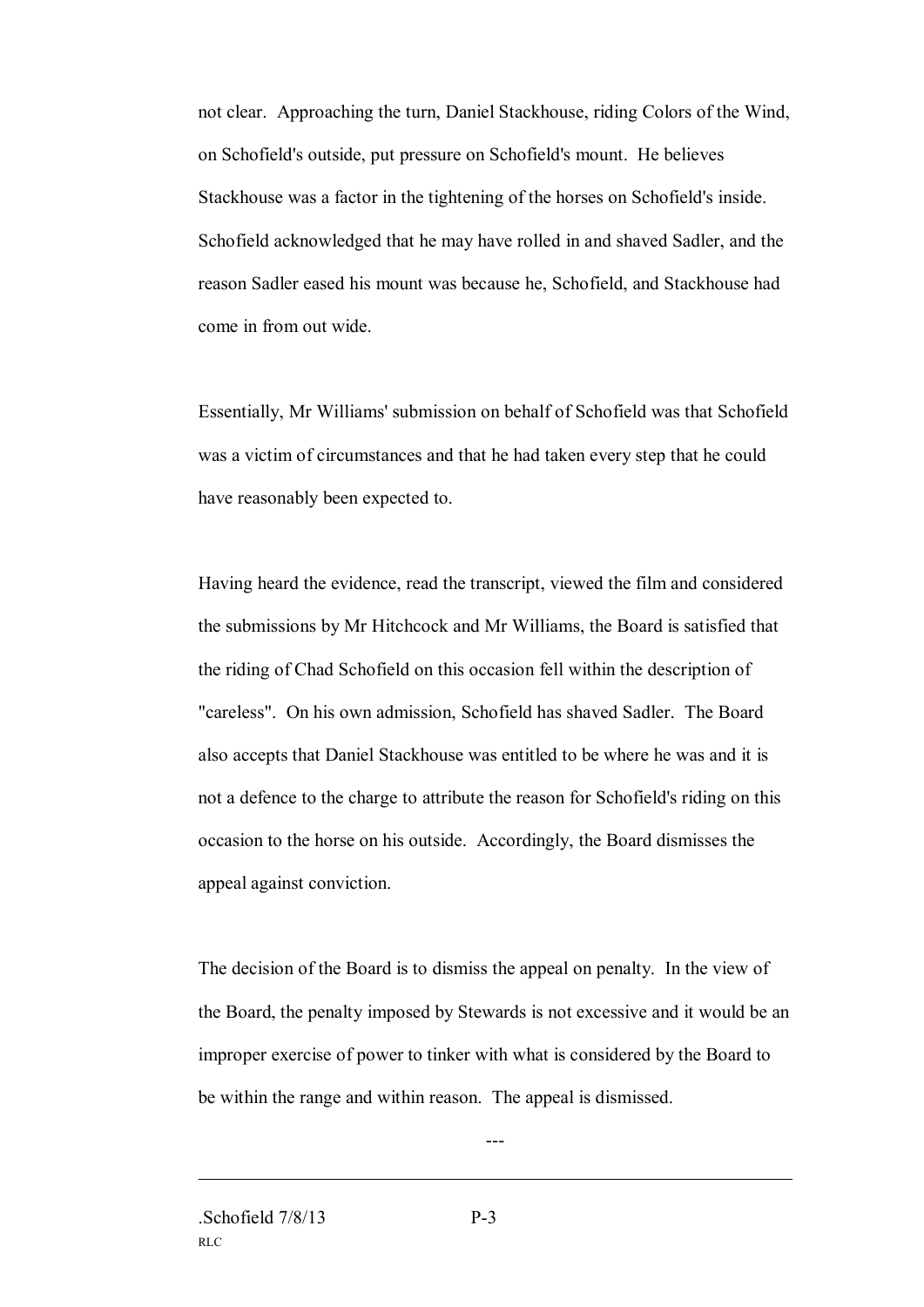not clear. Approaching the turn, Daniel Stackhouse, riding Colors of the Wind, on Schofield's outside, put pressure on Schofield's mount. He believes Stackhouse was a factor in the tightening of the horses on Schofield's inside. Schofield acknowledged that he may have rolled in and shaved Sadler, and the reason Sadler eased his mount was because he, Schofield, and Stackhouse had come in from out wide.

Essentially, Mr Williams' submission on behalf of Schofield was that Schofield was a victim of circumstances and that he had taken every step that he could have reasonably been expected to.

Having heard the evidence, read the transcript, viewed the film and considered the submissions by Mr Hitchcock and Mr Williams, the Board is satisfied that the riding of Chad Schofield on this occasion fell within the description of "careless". On his own admission, Schofield has shaved Sadler. The Board also accepts that Daniel Stackhouse was entitled to be where he was and it is not a defence to the charge to attribute the reason for Schofield's riding on this occasion to the horse on his outside. Accordingly, the Board dismisses the appeal against conviction.

The decision of the Board is to dismiss the appeal on penalty. In the view of the Board, the penalty imposed by Stewards is not excessive and it would be an improper exercise of power to tinker with what is considered by the Board to be within the range and within reason. The appeal is dismissed.

---